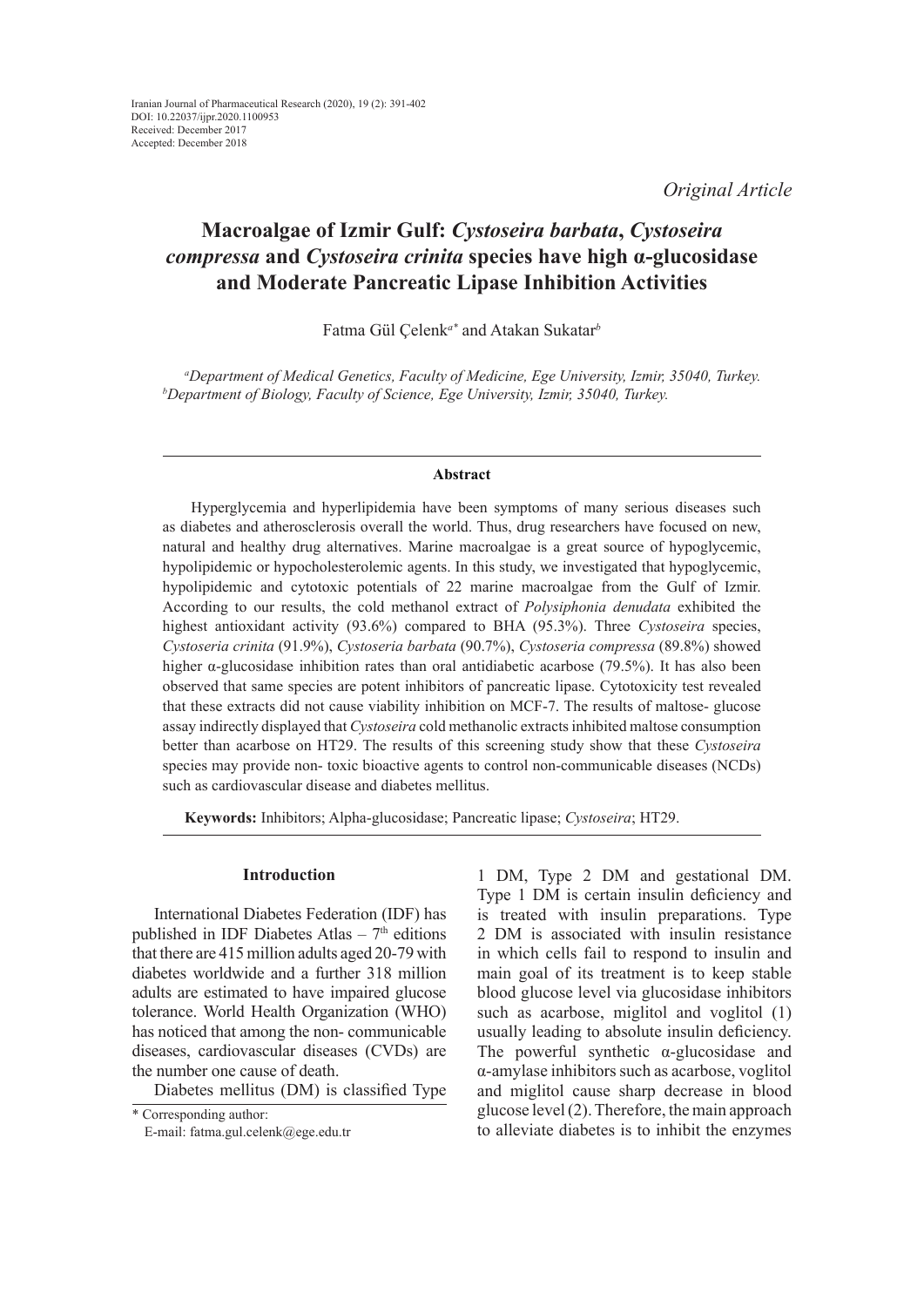Iranian Journal of Pharmaceutical Research (2020), 19 (2): 391-402
DOI: 10.22037/ijpr.2020.1100953
Received: December 2017
Accepted: December 2018

*Original Article*

# Macroalgae of Izmir Gulf: *Cystoseira barbata*, *Cystoseira compressa* and *Cystoseira crinita* species have high α-glucosidase and Moderate Pancreatic Lipase Inhibition Activities

Fatma Gül Çelenk[a*] and Atakan Sukatar[b]

[a]*Department of Medical Genetics, Faculty of Medicine, Ege University, Izmir, 35040, Turkey.*
[b]*Department of Biology, Faculty of Science, Ege University, Izmir, 35040, Turkey.*

### Abstract

Hyperglycemia and hyperlipidemia have been symptoms of many serious diseases such as diabetes and atherosclerosis overall the world. Thus, drug researchers have focused on new, natural and healthy drug alternatives. Marine macroalgae is a great source of hypoglycemic, hypolipidemic or hypocholesterolemic agents. In this study, we investigated that hypoglycemic, hypolipidemic and cytotoxic potentials of 22 marine macroalgae from the Gulf of Izmir. According to our results, the cold methanol extract of *Polysiphonia denudata* exhibited the highest antioxidant activity (93.6%) compared to BHA (95.3%). Three *Cystoseira* species, *Cystoseria crinita* (91.9%), *Cystoseria barbata* (90.7%), *Cystoseria compressa* (89.8%) showed higher α-glucosidase inhibition rates than oral antidiabetic acarbose (79.5%). It has also been observed that same species are potent inhibitors of pancreatic lipase. Cytotoxicity test revealed that these extracts did not cause viability inhibition on MCF-7. The results of maltose- glucose assay indirectly displayed that *Cystoseira* cold methanolic extracts inhibited maltose consumption better than acarbose on HT29. The results of this screening study show that these *Cystoseira* species may provide non- toxic bioactive agents to control non-communicable diseases (NCDs) such as cardiovascular disease and diabetes mellitus.

**Keywords:** Inhibitors; Alpha-glucosidase; Pancreatic lipase; *Cystoseira*; HT29.

## Introduction

International Diabetes Federation (IDF) has published in IDF Diabetes Atlas – 7th editions that there are 415 million adults aged 20-79 with diabetes worldwide and a further 318 million adults are estimated to have impaired glucose tolerance. World Health Organization (WHO) has noticed that among the non- communicable diseases, cardiovascular diseases (CVDs) are the number one cause of death.

Diabetes mellitus (DM) is classified Type 1 DM, Type 2 DM and gestational DM. Type 1 DM is certain insulin deficiency and is treated with insulin preparations. Type 2 DM is associated with insulin resistance in which cells fail to respond to insulin and main goal of its treatment is to keep stable blood glucose level via glucosidase inhibitors such as acarbose, miglitol and voglitol (1) usually leading to absolute insulin deficiency. The powerful synthetic α-glucosidase and α-amylase inhibitors such as acarbose, voglitol and miglitol cause sharp decrease in blood glucose level (2). Therefore, the main approach to alleviate diabetes is to inhibit the enzymes

\* Corresponding author:
E-mail: fatma.gul.celenk@ege.edu.tr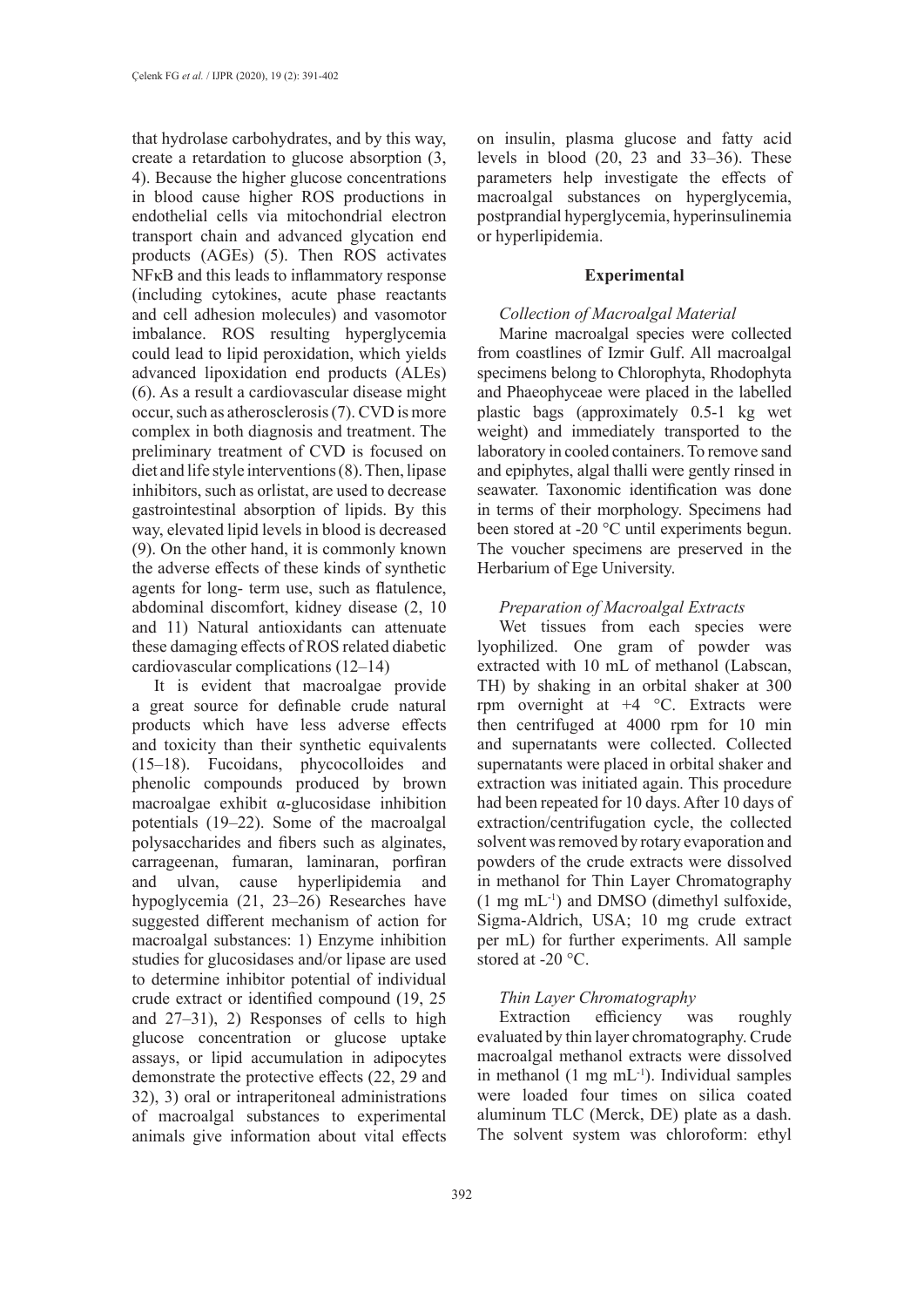that hydrolase carbohydrates, and by this way, create a retardation to glucose absorption (3, 4). Because the higher glucose concentrations in blood cause higher ROS productions in endothelial cells via mitochondrial electron transport chain and advanced glycation end products (AGEs) (5). Then ROS activates NFκB and this leads to inflammatory response (including cytokines, acute phase reactants and cell adhesion molecules) and vasomotor imbalance. ROS resulting hyperglycemia could lead to lipid peroxidation, which yields advanced lipoxidation end products (ALEs) (6). As a result a cardiovascular disease might occur, such as atherosclerosis (7). CVD is more complex in both diagnosis and treatment. The preliminary treatment of CVD is focused on diet and life style interventions (8). Then, lipase inhibitors, such as orlistat, are used to decrease gastrointestinal absorption of lipids. By this way, elevated lipid levels in blood is decreased (9). On the other hand, it is commonly known the adverse effects of these kinds of synthetic agents for long- term use, such as flatulence, abdominal discomfort, kidney disease (2, 10 and 11) Natural antioxidants can attenuate these damaging effects of ROS related diabetic cardiovascular complications (12–14)

It is evident that macroalgae provide a great source for definable crude natural products which have less adverse effects and toxicity than their synthetic equivalents (15–18). Fucoidans, phycocolloides and phenolic compounds produced by brown macroalgae exhibit α-glucosidase inhibition potentials (19–22). Some of the macroalgal polysaccharides and fibers such as alginates, carrageenan, fumaran, laminaran, porfiran and ulvan, cause hyperlipidemia and hypoglycemia (21, 23–26) Researches have suggested different mechanism of action for macroalgal substances: 1) Enzyme inhibition studies for glucosidases and/or lipase are used to determine inhibitor potential of individual crude extract or identified compound (19, 25 and 27–31), 2) Responses of cells to high glucose concentration or glucose uptake assays, or lipid accumulation in adipocytes demonstrate the protective effects (22, 29 and 32), 3) oral or intraperitoneal administrations of macroalgal substances to experimental animals give information about vital effects on insulin, plasma glucose and fatty acid levels in blood (20, 23 and 33–36). These parameters help investigate the effects of macroalgal substances on hyperglycemia, postprandial hyperglycemia, hyperinsulinemia or hyperlipidemia.

## Experimental

### *Collection of Macroalgal Material*

Marine macroalgal species were collected from coastlines of Izmir Gulf. All macroalgal specimens belong to Chlorophyta, Rhodophyta and Phaeophyceae were placed in the labelled plastic bags (approximately 0.5-1 kg wet weight) and immediately transported to the laboratory in cooled containers. To remove sand and epiphytes, algal thalli were gently rinsed in seawater. Taxonomic identification was done in terms of their morphology. Specimens had been stored at -20 °C until experiments begun. The voucher specimens are preserved in the Herbarium of Ege University.

### *Preparation of Macroalgal Extracts*

Wet tissues from each species were lyophilized. One gram of powder was extracted with 10 mL of methanol (Labscan, TH) by shaking in an orbital shaker at 300 rpm overnight at +4 °C. Extracts were then centrifuged at 4000 rpm for 10 min and supernatants were collected. Collected supernatants were placed in orbital shaker and extraction was initiated again. This procedure had been repeated for 10 days. After 10 days of extraction/centrifugation cycle, the collected solvent was removed by rotary evaporation and powders of the crude extracts were dissolved in methanol for Thin Layer Chromatography (1 mg $mL^{-1}$) and DMSO (dimethyl sulfoxide, Sigma-Aldrich, USA; 10 mg crude extract per mL) for further experiments. All sample stored at -20 °C.

### *Thin Layer Chromatography*

Extraction efficiency was roughly evaluated by thin layer chromatography. Crude macroalgal methanol extracts were dissolved in methanol (1 mg $mL^{-1}$). Individual samples were loaded four times on silica coated aluminum TLC (Merck, DE) plate as a dash. The solvent system was chloroform: ethyl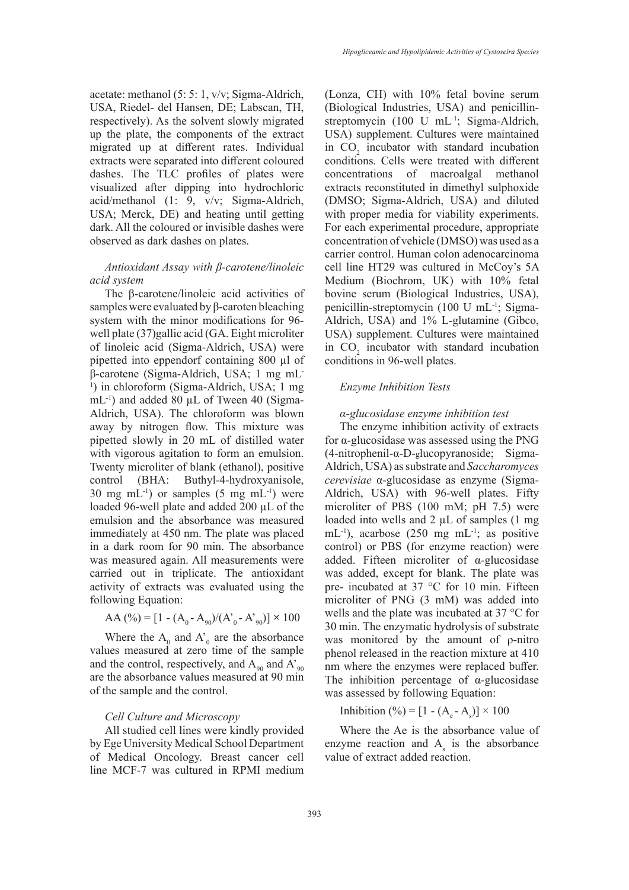acetate: methanol (5: 5: 1, v/v; Sigma-Aldrich, USA, Riedel- del Hansen, DE; Labscan, TH, respectively). As the solvent slowly migrated up the plate, the components of the extract migrated up at different rates. Individual extracts were separated into different coloured dashes. The TLC profiles of plates were visualized after dipping into hydrochloric acid/methanol (1: 9, v/v; Sigma-Aldrich, USA; Merck, DE) and heating until getting dark. All the coloured or invisible dashes were observed as dark dashes on plates.

### *Antioxidant Assay with β-carotene/linoleic acid system*

The β-carotene/linoleic acid activities of samples were evaluated by β-caroten bleaching system with the minor modifications for 96-well plate (37)gallic acid (GA. Eight microliter of linoleic acid (Sigma-Aldrich, USA) were pipetted into eppendorf containing 800 µl of β-carotene (Sigma-Aldrich, USA; 1 mg mL$^{-1}$) in chloroform (Sigma-Aldrich, USA; 1 mg mL$^{-1}$) and added 80 µL of Tween 40 (Sigma-Aldrich, USA). The chloroform was blown away by nitrogen flow. This mixture was pipetted slowly in 20 mL of distilled water with vigorous agitation to form an emulsion. Twenty microliter of blank (ethanol), positive control (BHA: Buthyl-4-hydroxyanisole, 30 mg mL$^{-1}$) or samples (5 mg mL$^{-1}$) were loaded 96-well plate and added 200 µL of the emulsion and the absorbance was measured immediately at 450 nm. The plate was placed in a dark room for 90 min. The absorbance was measured again. All measurements were carried out in triplicate. The antioxidant activity of extracts was evaluated using the following Equation:

$$AA\,(\%) = [1 - (A_0 - A_{90})/(A'_0 - A'_{90})] \times 100$$

Where the $A_0$ and $A'_0$ are the absorbance values measured at zero time of the sample and the control, respectively, and $A_{90}$ and $A'_{90}$ are the absorbance values measured at 90 min of the sample and the control.

### *Cell Culture and Microscopy*

All studied cell lines were kindly provided by Ege University Medical School Department of Medical Oncology. Breast cancer cell line MCF-7 was cultured in RPMI medium (Lonza, CH) with 10% fetal bovine serum (Biological Industries, USA) and penicillin-streptomycin (100 U mL$^{-1}$; Sigma-Aldrich, USA) supplement. Cultures were maintained in $CO_2$ incubator with standard incubation conditions. Cells were treated with different concentrations of macroalgal methanol extracts reconstituted in dimethyl sulphoxide (DMSO; Sigma-Aldrich, USA) and diluted with proper media for viability experiments. For each experimental procedure, appropriate concentration of vehicle (DMSO) was used as a carrier control. Human colon adenocarcinoma cell line HT29 was cultured in McCoy's 5A Medium (Biochrom, UK) with 10% fetal bovine serum (Biological Industries, USA), penicillin-streptomycin (100 U mL$^{-1}$; Sigma-Aldrich, USA) and 1% L-glutamine (Gibco, USA) supplement. Cultures were maintained in $CO_2$ incubator with standard incubation conditions in 96-well plates.

### *Enzyme Inhibition Tests*

#### *α-glucosidase enzyme inhibition test*

The enzyme inhibition activity of extracts for α-glucosidase was assessed using the PNG (4-nitropheni1-α-D-glucopyranoside; Sigma-Aldrich, USA) as substrate and *Saccharomyces cerevisiae* α-glucosidase as enzyme (Sigma-Aldrich, USA) with 96-well plates. Fifty microliter of PBS (100 mM; pH 7.5) were loaded into wells and 2 µL of samples (1 mg mL$^{-1}$), acarbose (250 mg mL$^{-1}$; as positive control) or PBS (for enzyme reaction) were added. Fifteen microliter of α-glucosidase was added, except for blank. The plate was pre- incubated at 37 °C for 10 min. Fifteen microliter of PNG (3 mM) was added into wells and the plate was incubated at 37 °C for 30 min. The enzymatic hydrolysis of substrate was monitored by the amount of ρ-nitro phenol released in the reaction mixture at 410 nm where the enzymes were replaced buffer. The inhibition percentage of α-glucosidase was assessed by following Equation:

$$\text{Inhibition}\,(\%) = [1 - (A_e - A_s)] \times 100$$

Where the Ae is the absorbance value of enzyme reaction and $A_s$ is the absorbance value of extract added reaction.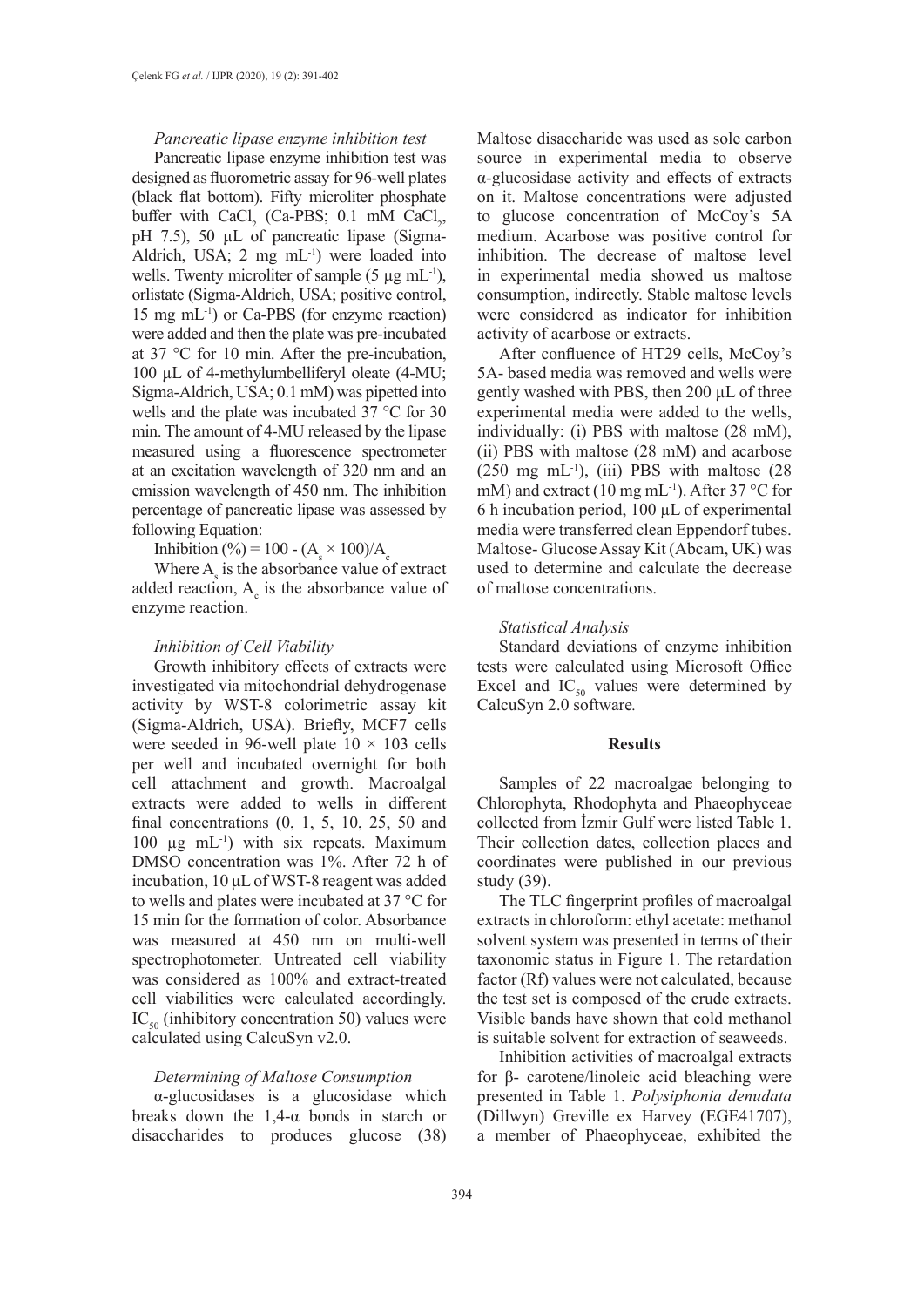### *Pancreatic lipase enzyme inhibition test*

Pancreatic lipase enzyme inhibition test was designed as fluorometric assay for 96-well plates (black flat bottom). Fifty microliter phosphate buffer with $CaCl_2$ (Ca-PBS; 0.1 mM $CaCl_2$, pH 7.5), 50 µL of pancreatic lipase (Sigma-Aldrich, USA; 2 mg $mL^{-1}$) were loaded into wells. Twenty microliter of sample (5 µg $mL^{-1}$), orlistate (Sigma-Aldrich, USA; positive control, 15 mg $mL^{-1}$) or Ca-PBS (for enzyme reaction) were added and then the plate was pre-incubated at 37 °C for 10 min. After the pre-incubation, 100 µL of 4-methylumbelliferyl oleate (4-MU; Sigma-Aldrich, USA; 0.1 mM) was pipetted into wells and the plate was incubated 37 °C for 30 min. The amount of 4-MU released by the lipase measured using a fluorescence spectrometer at an excitation wavelength of 320 nm and an emission wavelength of 450 nm. The inhibition percentage of pancreatic lipase was assessed by following Equation:

$$\text{Inhibition } (\%) = 100 - (A_s \times 100)/A_c$$

Where $A_s$ is the absorbance value of extract added reaction, $A_c$ is the absorbance value of enzyme reaction.

### *Inhibition of Cell Viability*

Growth inhibitory effects of extracts were investigated via mitochondrial dehydrogenase activity by WST-8 colorimetric assay kit (Sigma-Aldrich, USA). Briefly, MCF7 cells were seeded in 96-well plate $10 \times 103$ cells per well and incubated overnight for both cell attachment and growth. Macroalgal extracts were added to wells in different final concentrations (0, 1, 5, 10, 25, 50 and 100 µg $mL^{-1}$) with six repeats. Maximum DMSO concentration was 1%. After 72 h of incubation, 10 µL of WST-8 reagent was added to wells and plates were incubated at 37 °C for 15 min for the formation of color. Absorbance was measured at 450 nm on multi-well spectrophotometer. Untreated cell viability was considered as 100% and extract-treated cell viabilities were calculated accordingly. $IC_{50}$ (inhibitory concentration 50) values were calculated using CalcuSyn v2.0.

### *Determining of Maltose Consumption*

α-glucosidases is a glucosidase which breaks down the 1,4-α bonds in starch or disaccharides to produces glucose (38) Maltose disaccharide was used as sole carbon source in experimental media to observe α-glucosidase activity and effects of extracts on it. Maltose concentrations were adjusted to glucose concentration of McCoy's 5A medium. Acarbose was positive control for inhibition. The decrease of maltose level in experimental media showed us maltose consumption, indirectly. Stable maltose levels were considered as indicator for inhibition activity of acarbose or extracts.

After confluence of HT29 cells, McCoy's 5A- based media was removed and wells were gently washed with PBS, then 200 µL of three experimental media were added to the wells, individually: (i) PBS with maltose (28 mM), (ii) PBS with maltose (28 mM) and acarbose (250 mg $mL^{-1}$), (iii) PBS with maltose (28 mM) and extract (10 mg $mL^{-1}$). After 37 °C for 6 h incubation period, 100 µL of experimental media were transferred clean Eppendorf tubes. Maltose- Glucose Assay Kit (Abcam, UK) was used to determine and calculate the decrease of maltose concentrations.

### *Statistical Analysis*

Standard deviations of enzyme inhibition tests were calculated using Microsoft Office Excel and $IC_{50}$ values were determined by CalcuSyn 2.0 software.

## Results

Samples of 22 macroalgae belonging to Chlorophyta, Rhodophyta and Phaeophyceae collected from İzmir Gulf were listed Table 1. Their collection dates, collection places and coordinates were published in our previous study (39).

The TLC fingerprint profiles of macroalgal extracts in chloroform: ethyl acetate: methanol solvent system was presented in terms of their taxonomic status in Figure 1. The retardation factor (Rf) values were not calculated, because the test set is composed of the crude extracts. Visible bands have shown that cold methanol is suitable solvent for extraction of seaweeds.

Inhibition activities of macroalgal extracts for β- carotene/linoleic acid bleaching were presented in Table 1. *Polysiphonia denudata* (Dillwyn) Greville ex Harvey (EGE41707), a member of Phaeophyceae, exhibited the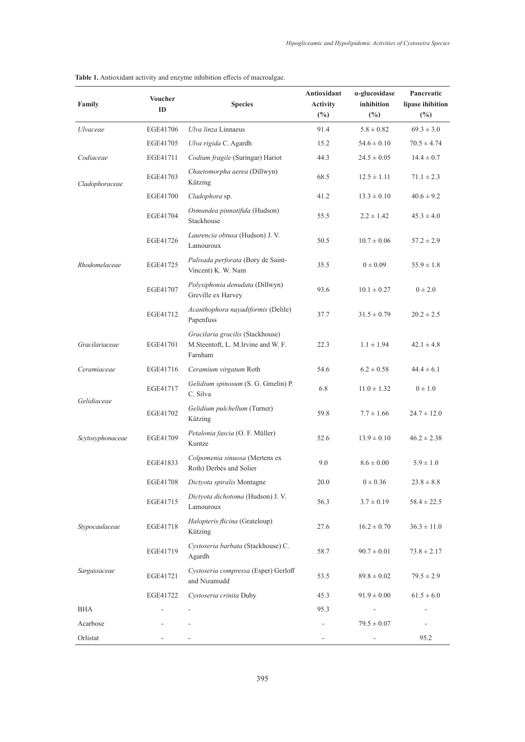**Table 1.** Antioxidant activity and enzyme inhibition effects of macroalgae.

| Family | Voucher ID | Species | Antioxidant Activity (%) | α-glucosidase inhibition (%) | Pancreatic lipase ihibition (%) |
|---|---|---|---|---|---|
| *Ulvaceae* | EGE41706 | *Ulva linza* Linnaeus | 91.4 | 5.8 ± 0.82 | 69.3 ± 3.0 |
| | EGE41705 | *Ulva rigida* C. Agardh | 15.2 | 54.6 ± 0.10 | 70.5 ± 4.74 |
| *Codiaceae* | EGE41711 | *Codium fragile* (Suringar) Hariot | 44.3 | 24.5 ± 0.05 | 14.4 ± 0.7 |
| *Cladophoraceae* | EGE41703 | *Chaetomorpha aerea* (Dillwyn) Kützing | 68.5 | 12.5 ± 1.11 | 71.1 ± 2.3 |
| | EGE41700 | *Cladophora* sp. | 41.2 | 13.3 ± 0.10 | 40.6 ± 9.2 |
| *Rhodomelaceae* | EGE41704 | *Osmundea pinnatifida* (Hudson) Stackhouse | 55.5 | 2.2 ± 1.42 | 45.3 ± 4.0 |
| | EGE41726 | *Laurencia obtusa* (Hudson) J. V. Lamouroux | 50.5 | 10.7 ± 0.06 | 57.2 ± 2.9 |
| | EGE41725 | *Palisada perforata* (Bory de Saint-Vincent) K. W. Nam | 35.5 | 0 ± 0.09 | 55.9 ± 1.8 |
| | EGE41707 | *Polysiphonia denudata* (Dillwyn) Greville ex Harvey | 93.6 | 10.1 ± 0.27 | 0 ± 2.0 |
| | EGE41712 | *Acanthophora nayadiformis* (Delile) Papenfuss | 37.7 | 31.5 ± 0.79 | 20.2 ± 2.5 |
| *Gracilariaceae* | EGE41701 | *Gracilaria gracilis* (Stackhouse) M.Steentoft, L. M.Irvine and W. F. Farnham | 22.3 | 1.1 ± 1.94 | 42.1 ± 4.8 |
| *Ceramiaceae* | EGE41716 | *Ceramium virgatum* Roth | 54.6 | 6.2 ± 0.58 | 44.4 ± 6.1 |
| *Gelidiaceae* | EGE41717 | *Gelidium spinosum* (S. G. Gmelin) P. C. Silva | 6.8 | 11.0 ± 1.32 | 0 ± 1.0 |
| | EGE41702 | *Gelidium pulchellum* (Turner) Kützing | 59.8 | 7.7 ± 1.66 | 24.7 ± 12.0 |
| *Scytosyphonaceae* | EGE41709 | *Petalonia fascia* (O. F. Müller) Kuntze | 52.6 | 13.9 ± 0.10 | 46.2 ± 2.38 |
| | EGE41833 | *Colpomenia sinuosa* (Mertens ex Roth) Derbès and Solier | 9.0 | 8.6 ± 0.00 | 5.9 ± 1.0 |
| | EGE41708 | *Dictyota spiralis* Montagne | 20.0 | 0 ± 0.36 | 23.8 ± 8.8 |
| | EGE41715 | *Dictyota dichotoma* (Hudson) J. V. Lamouroux | 56.3 | 3.7 ± 0.19 | 58.4 ± 22.5 |
| *Stypocaulaceae* | EGE41718 | *Halopteris flicina* (Grateloup) Kützing | 27.6 | 16.2 ± 0.70 | 36.3 ± 11.0 |
| *Sargassaceae* | EGE41719 | *Cystoseria barbata* (Stackhouse) C. Agardh | 58.7 | 90.7 ± 0.01 | 73.8 ± 2.17 |
| | EGE41721 | *Cystoseria compressa* (Esper) Gerloff and Nizamudd | 53.5 | 89.8 ± 0.02 | 79.5 ± 2.9 |
| | EGE41722 | *Cystoseria crinita* Duby | 45.3 | 91.9 ± 0.00 | 61.5 ± 6.0 |
| BHA | - | - | 95.3 | - | - |
| Acarbose | - | - | - | 79.5 ± 0.07 | - |
| Orlistat | - | - | - | - | 95.2 |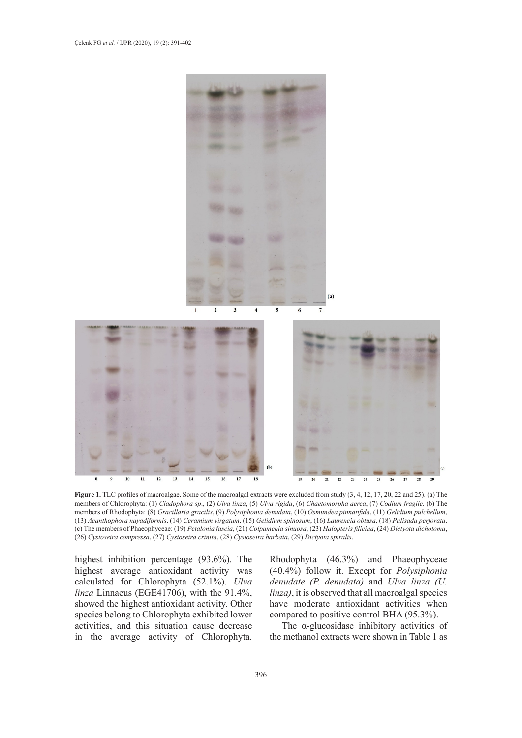**Figure 1.** TLC profiles of macroalgae. Some of the macroalgal extracts were excluded from study (3, 4, 12, 17, 20, 22 and 25). (a) The members of Chlorophyta: (1) *Cladophora sp*., (2) *Ulva linza*, (5) *Ulva rigida*, (6) *Chaetomorpha aerea*, (7) *Codium fragile*. (b) The members of Rhodophyta: (8) *Gracillaria gracilis*, (9) *Polysiphonia denudata*, (10) *Osmundea pinnatifida*, (11) *Gelidium pulchellum*, (13) *Acanthophora nayadiformis*, (14) *Ceramium virgatum*, (15) *Gelidium spinosum*, (16) *Laurencia obtusa*, (18) *Palisada perforata*. (c) The members of Phaeophyceae: (19) *Petalonia fascia*, (21) *Colpamenia sinuosa*, (23) *Halopteris filicina*, (24) *Dictyota dichotoma*, (26) *Cystoseira compressa*, (27) *Cystoseira crinita*, (28) *Cystoseira barbata*, (29) *Dictyota spiralis*.

highest inhibition percentage (93.6%). The highest average antioxidant activity was calculated for Chlorophyta (52.1%). *Ulva linza* Linnaeus (EGE41706), with the 91.4%, showed the highest antioxidant activity. Other species belong to Chlorophyta exhibited lower activities, and this situation cause decrease in the average activity of Chlorophyta. Rhodophyta (46.3%) and Phaeophyceae (40.4%) follow it. Except for *Polysiphonia denudate (P. denudata)* and *Ulva linza (U. linza)*, it is observed that all macroalgal species have moderate antioxidant activities when compared to positive control BHA (95.3%).

The α-glucosidase inhibitory activities of the methanol extracts were shown in Table 1 as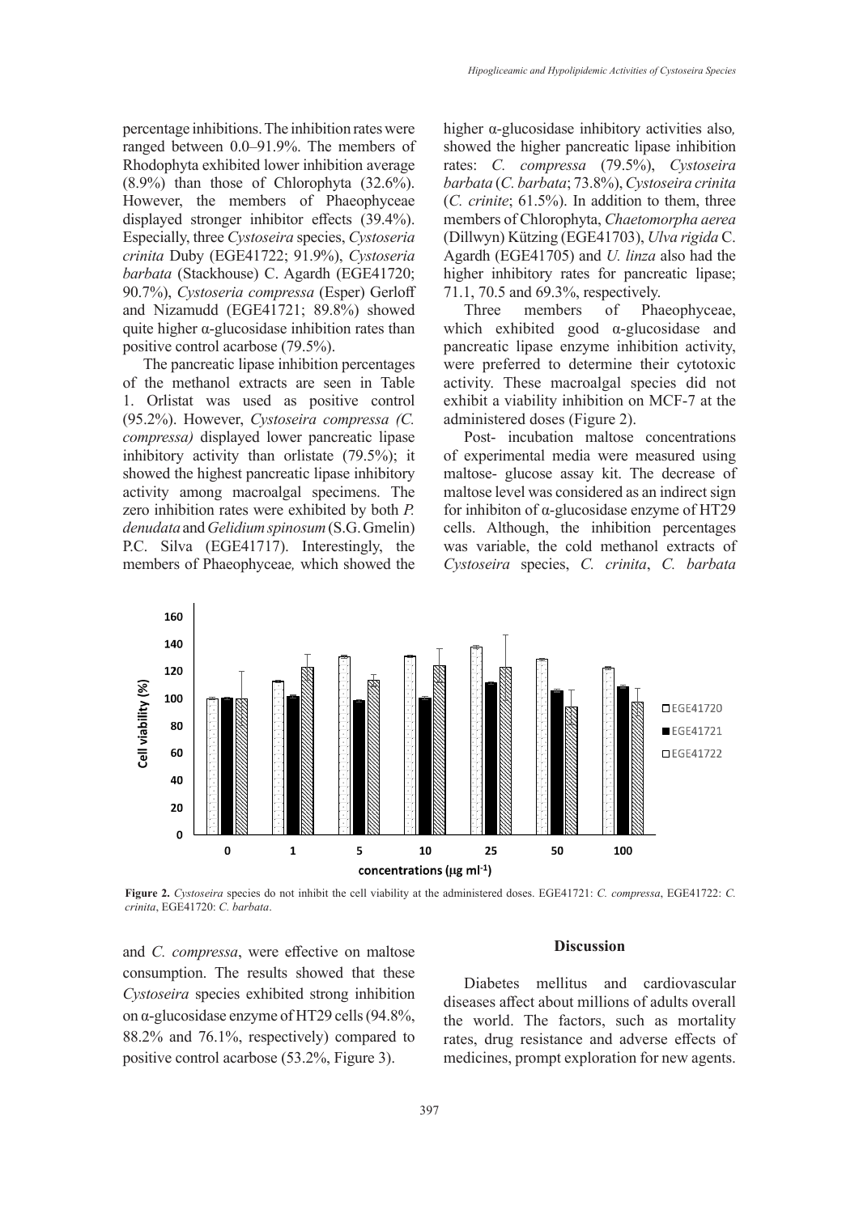percentage inhibitions. The inhibition rates were ranged between 0.0–91.9%. The members of Rhodophyta exhibited lower inhibition average (8.9%) than those of Chlorophyta (32.6%). However, the members of Phaeophyceae displayed stronger inhibitor effects (39.4%). Especially, three *Cystoseira* species, *Cystoseria crinita* Duby (EGE41722; 91.9%), *Cystoseria barbata* (Stackhouse) C. Agardh (EGE41720; 90.7%), *Cystoseria compressa* (Esper) Gerloff and Nizamudd (EGE41721; 89.8%) showed quite higher α-glucosidase inhibition rates than positive control acarbose (79.5%).

The pancreatic lipase inhibition percentages of the methanol extracts are seen in Table 1. Orlistat was used as positive control (95.2%). However, *Cystoseira compressa (C. compressa)* displayed lower pancreatic lipase inhibitory activity than orlistate (79.5%); it showed the highest pancreatic lipase inhibitory activity among macroalgal specimens. The zero inhibition rates were exhibited by both *P. denudata* and *Gelidium spinosum* (S.G. Gmelin) P.C. Silva (EGE41717). Interestingly, the members of Phaeophyceae*,* which showed the higher α-glucosidase inhibitory activities also*,* showed the higher pancreatic lipase inhibition rates: *C. compressa* (79.5%), *Cystoseira barbata* (*C. barbata*; 73.8%), *Cystoseira crinita* (*C. crinite*; 61.5%). In addition to them, three members of Chlorophyta, *Chaetomorpha aerea* (Dillwyn) Kützing (EGE41703), *Ulva rigida* C. Agardh (EGE41705) and *U. linza* also had the higher inhibitory rates for pancreatic lipase; 71.1, 70.5 and 69.3%, respectively.

Three members of Phaeophyceae, which exhibited good α-glucosidase and pancreatic lipase enzyme inhibition activity, were preferred to determine their cytotoxic activity. These macroalgal species did not exhibit a viability inhibition on MCF-7 at the administered doses (Figure 2).

Post- incubation maltose concentrations of experimental media were measured using maltose- glucose assay kit. The decrease of maltose level was considered as an indirect sign for inhibiton of α-glucosidase enzyme of HT29 cells. Although, the inhibition percentages was variable, the cold methanol extracts of *Cystoseira* species, *C. crinita*, *C. barbata* and *C. compressa*, were effective on maltose consumption. The results showed that these *Cystoseira* species exhibited strong inhibition on α-glucosidase enzyme of HT29 cells (94.8%, 88.2% and 76.1%, respectively) compared to positive control acarbose (53.2%, Figure 3).

**Figure 2.** *Cystoseira* species do not inhibit the cell viability at the administered doses. EGE41721: *C. compressa*, EGE41722: *C. crinita*, EGE41720: *C. barbata*.

## Discussion

Diabetes mellitus and cardiovascular diseases affect about millions of adults overall the world. The factors, such as mortality rates, drug resistance and adverse effects of medicines, prompt exploration for new agents.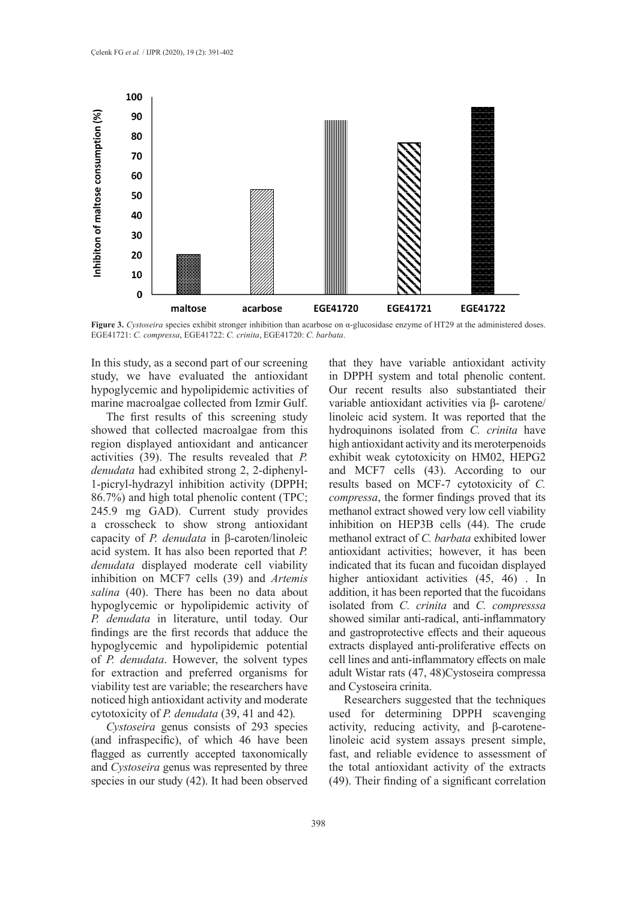**Figure 3.** *Cystoseira* species exhibit stronger inhibition than acarbose on α-glucosidase enzyme of HT29 at the administered doses. EGE41721: *C. compressa*, EGE41722: *C. crinita*, EGE41720: *C. barbata*.

In this study, as a second part of our screening study, we have evaluated the antioxidant hypoglycemic and hypolipidemic activities of marine macroalgae collected from Izmir Gulf.

The first results of this screening study showed that collected macroalgae from this region displayed antioxidant and anticancer activities (39). The results revealed that *P. denudata* had exhibited strong 2, 2-diphenyl-1-picryl-hydrazyl inhibition activity (DPPH; 86.7%) and high total phenolic content (TPC; 245.9 mg GAD). Current study provides a crosscheck to show strong antioxidant capacity of *P. denudata* in β-caroten/linoleic acid system. It has also been reported that *P. denudata* displayed moderate cell viability inhibition on MCF7 cells (39) and *Artemis salina* (40). There has been no data about hypoglycemic or hypolipidemic activity of *P. denudata* in literature, until today. Our findings are the first records that adduce the hypoglycemic and hypolipidemic potential of *P. denudata*. However, the solvent types for extraction and preferred organisms for viability test are variable; the researchers have noticed high antioxidant activity and moderate cytotoxicity of *P. denudata* (39, 41 and 42).

*Cystoseira* genus consists of 293 species (and infraspecific), of which 46 have been flagged as currently accepted taxonomically and *Cystoseira* genus was represented by three species in our study (42). It had been observed that they have variable antioxidant activity in DPPH system and total phenolic content. Our recent results also substantiated their variable antioxidant activities via β- carotene/linoleic acid system. It was reported that the hydroquinons isolated from *C. crinita* have high antioxidant activity and its meroterpenoids exhibit weak cytotoxicity on HM02, HEPG2 and MCF7 cells (43). According to our results based on MCF-7 cytotoxicity of *C. compressa*, the former findings proved that its methanol extract showed very low cell viability inhibition on HEP3B cells (44). The crude methanol extract of *C. barbata* exhibited lower antioxidant activities; however, it has been indicated that its fucan and fucoidan displayed higher antioxidant activities (45, 46) . In addition, it has been reported that the fucoidans isolated from *C. crinita* and *C. compresssa* showed similar anti-radical, anti-inflammatory and gastroprotective effects and their aqueous extracts displayed anti-proliferative effects on cell lines and anti-inflammatory effects on male adult Wistar rats (47, 48)Cystoseira compressa and Cystoseira crinita.

Researchers suggested that the techniques used for determining DPPH scavenging activity, reducing activity, and β-carotene-linoleic acid system assays present simple, fast, and reliable evidence to assessment of the total antioxidant activity of the extracts (49). Their finding of a significant correlation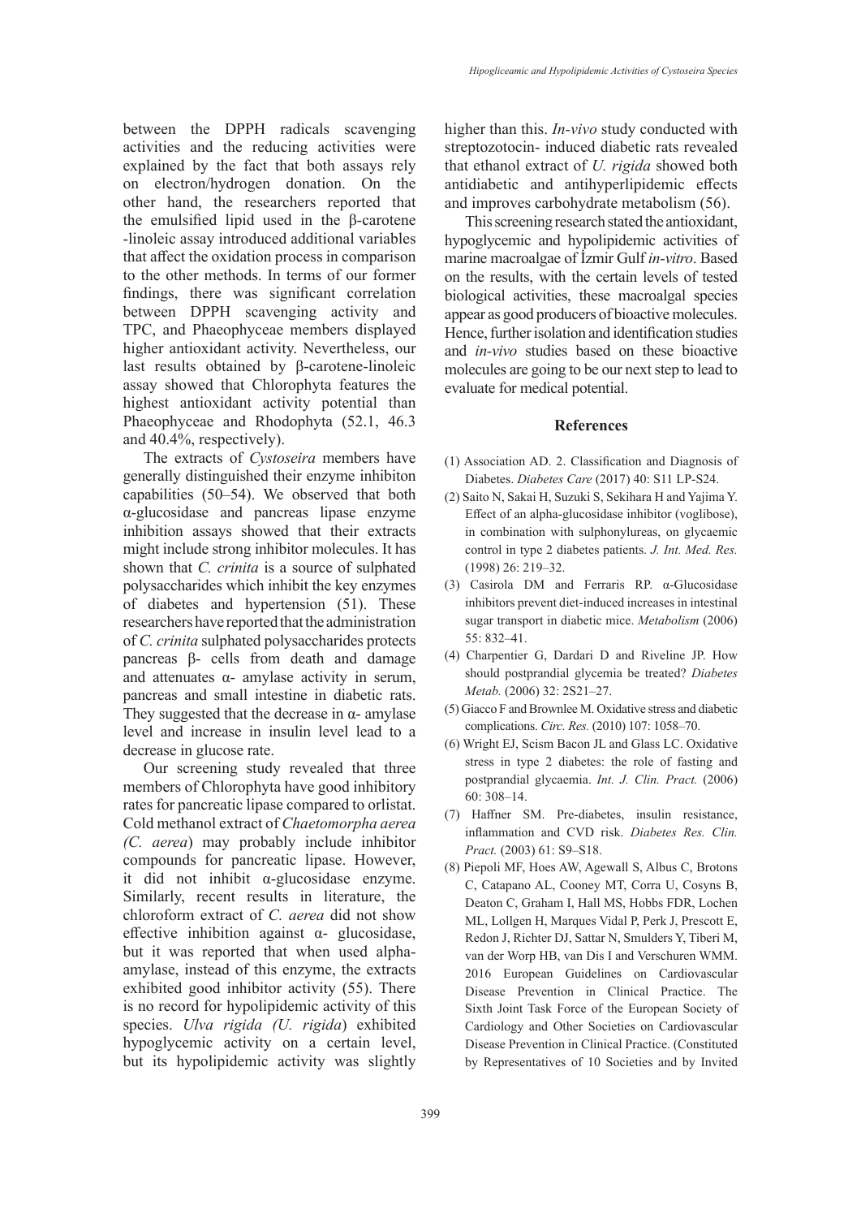between the DPPH radicals scavenging activities and the reducing activities were explained by the fact that both assays rely on electron/hydrogen donation. On the other hand, the researchers reported that the emulsified lipid used in the β-carotene -linoleic assay introduced additional variables that affect the oxidation process in comparison to the other methods. In terms of our former findings, there was significant correlation between DPPH scavenging activity and TPC, and Phaeophyceae members displayed higher antioxidant activity. Nevertheless, our last results obtained by β-carotene-linoleic assay showed that Chlorophyta features the highest antioxidant activity potential than Phaeophyceae and Rhodophyta (52.1, 46.3 and 40.4%, respectively).

The extracts of *Cystoseira* members have generally distinguished their enzyme inhibiton capabilities (50–54). We observed that both α-glucosidase and pancreas lipase enzyme inhibition assays showed that their extracts might include strong inhibitor molecules. It has shown that *C. crinita* is a source of sulphated polysaccharides which inhibit the key enzymes of diabetes and hypertension (51). These researchers have reported that the administration of *C. crinita* sulphated polysaccharides protects pancreas β- cells from death and damage and attenuates α- amylase activity in serum, pancreas and small intestine in diabetic rats. They suggested that the decrease in α- amylase level and increase in insulin level lead to a decrease in glucose rate.

Our screening study revealed that three members of Chlorophyta have good inhibitory rates for pancreatic lipase compared to orlistat. Cold methanol extract of *Chaetomorpha aerea (C. aerea*) may probably include inhibitor compounds for pancreatic lipase. However, it did not inhibit α-glucosidase enzyme. Similarly, recent results in literature, the chloroform extract of *C. aerea* did not show effective inhibition against α- glucosidase, but it was reported that when used alpha-amylase, instead of this enzyme, the extracts exhibited good inhibitor activity (55). There is no record for hypolipidemic activity of this species. *Ulva rigida (U. rigida*) exhibited hypoglycemic activity on a certain level, but its hypolipidemic activity was slightly higher than this. *In-vivo* study conducted with streptozotocin- induced diabetic rats revealed that ethanol extract of *U. rigida* showed both antidiabetic and antihyperlipidemic effects and improves carbohydrate metabolism (56).

This screening research stated the antioxidant, hypoglycemic and hypolipidemic activities of marine macroalgae of İzmir Gulf *in-vitro*. Based on the results, with the certain levels of tested biological activities, these macroalgal species appear as good producers of bioactive molecules. Hence, further isolation and identification studies and *in-vivo* studies based on these bioactive molecules are going to be our next step to lead to evaluate for medical potential.

## References

(1) Association AD. 2. Classification and Diagnosis of Diabetes. *Diabetes Care* (2017) 40: S11 LP-S24.

(2) Saito N, Sakai H, Suzuki S, Sekihara H and Yajima Y. Effect of an alpha-glucosidase inhibitor (voglibose), in combination with sulphonylureas, on glycaemic control in type 2 diabetes patients. *J. Int. Med. Res.* (1998) 26: 219–32.

(3) Casirola DM and Ferraris RP. α-Glucosidase inhibitors prevent diet-induced increases in intestinal sugar transport in diabetic mice. *Metabolism* (2006) 55: 832–41.

(4) Charpentier G, Dardari D and Riveline JP. How should postprandial glycemia be treated? *Diabetes Metab.* (2006) 32: 2S21–27.

(5) Giacco F and Brownlee M. Oxidative stress and diabetic complications. *Circ. Res.* (2010) 107: 1058–70.

(6) Wright EJ, Scism Bacon JL and Glass LC. Oxidative stress in type 2 diabetes: the role of fasting and postprandial glycaemia. *Int. J. Clin. Pract.* (2006) 60: 308–14.

(7) Haffner SM. Pre-diabetes, insulin resistance, inflammation and CVD risk. *Diabetes Res. Clin. Pract.* (2003) 61: S9–S18.

(8) Piepoli MF, Hoes AW, Agewall S, Albus C, Brotons C, Catapano AL, Cooney MT, Corra U, Cosyns B, Deaton C, Graham I, Hall MS, Hobbs FDR, Lochen ML, Lollgen H, Marques Vidal P, Perk J, Prescott E, Redon J, Richter DJ, Sattar N, Smulders Y, Tiberi M, van der Worp HB, van Dis I and Verschuren WMM. 2016 European Guidelines on Cardiovascular Disease Prevention in Clinical Practice. The Sixth Joint Task Force of the European Society of Cardiology and Other Societies on Cardiovascular Disease Prevention in Clinical Practice. (Constituted by Representatives of 10 Societies and by Invited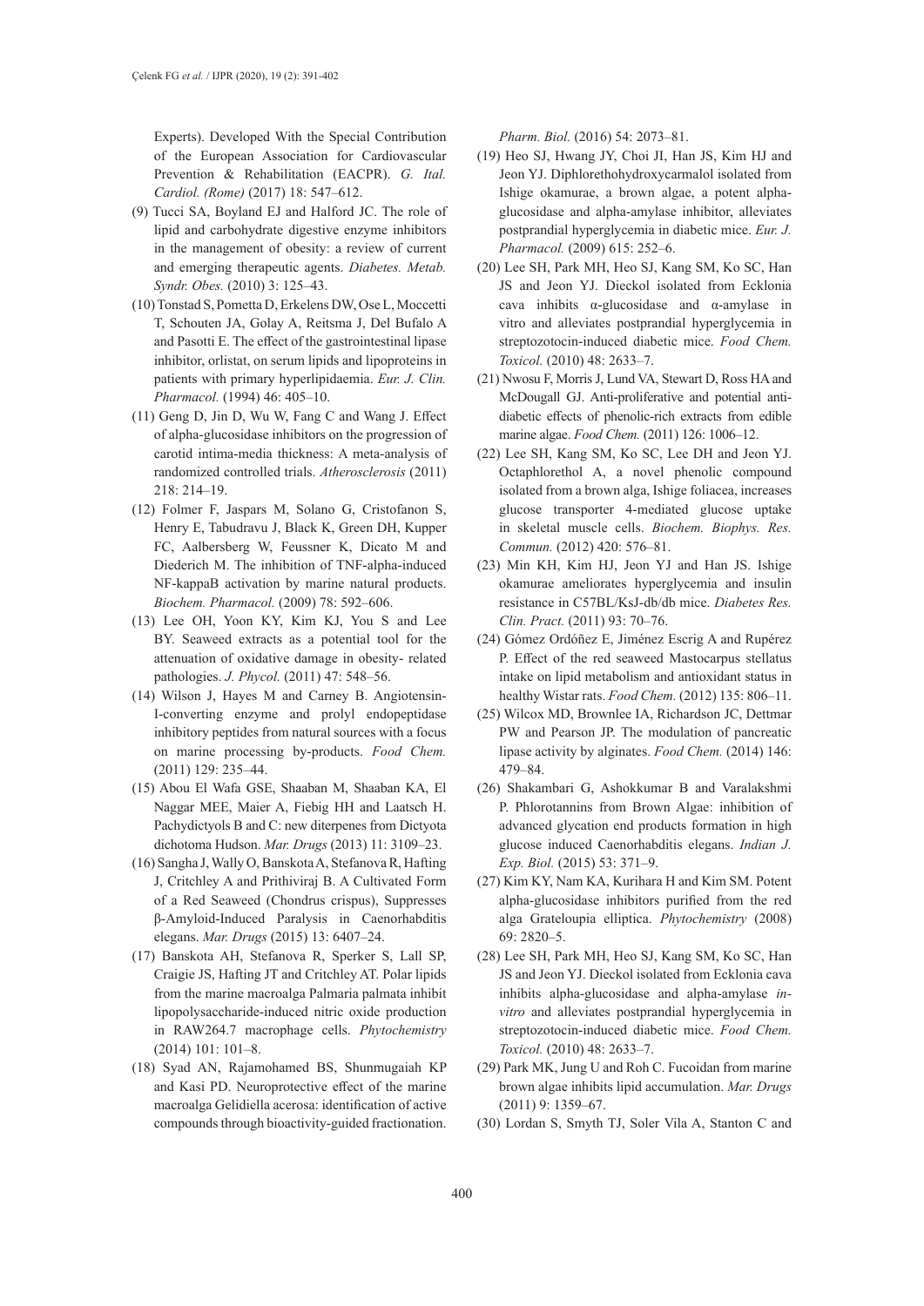Experts). Developed With the Special Contribution of the European Association for Cardiovascular Prevention & Rehabilitation (EACPR). *G. Ital. Cardiol. (Rome)* (2017) 18: 547–612.

(9) Tucci SA, Boyland EJ and Halford JC. The role of lipid and carbohydrate digestive enzyme inhibitors in the management of obesity: a review of current and emerging therapeutic agents. *Diabetes. Metab. Syndr. Obes.* (2010) 3: 125–43.

(10) Tonstad S, Pometta D, Erkelens DW, Ose L, Moccetti T, Schouten JA, Golay A, Reitsma J, Del Bufalo A and Pasotti E. The effect of the gastrointestinal lipase inhibitor, orlistat, on serum lipids and lipoproteins in patients with primary hyperlipidaemia. *Eur. J. Clin. Pharmacol.* (1994) 46: 405–10.

(11) Geng D, Jin D, Wu W, Fang C and Wang J. Effect of alpha-glucosidase inhibitors on the progression of carotid intima-media thickness: A meta-analysis of randomized controlled trials. *Atherosclerosis* (2011) 218: 214–19.

(12) Folmer F, Jaspars M, Solano G, Cristofanon S, Henry E, Tabudravu J, Black K, Green DH, Kupper FC, Aalbersberg W, Feussner K, Dicato M and Diederich M. The inhibition of TNF-alpha-induced NF-kappaB activation by marine natural products. *Biochem. Pharmacol.* (2009) 78: 592–606.

(13) Lee OH, Yoon KY, Kim KJ, You S and Lee BY. Seaweed extracts as a potential tool for the attenuation of oxidative damage in obesity- related pathologies. *J. Phycol.* (2011) 47: 548–56.

(14) Wilson J, Hayes M and Carney B. Angiotensin-I-converting enzyme and prolyl endopeptidase inhibitory peptides from natural sources with a focus on marine processing by-products. *Food Chem.* (2011) 129: 235–44.

(15) Abou El Wafa GSE, Shaaban M, Shaaban KA, El Naggar MEE, Maier A, Fiebig HH and Laatsch H. Pachydictyols B and C: new diterpenes from Dictyota dichotoma Hudson. *Mar. Drugs* (2013) 11: 3109–23.

(16) Sangha J, Wally O, Banskota A, Stefanova R, Hafting J, Critchley A and Prithiviraj B. A Cultivated Form of a Red Seaweed (Chondrus crispus), Suppresses β-Amyloid-Induced Paralysis in Caenorhabditis elegans. *Mar. Drugs* (2015) 13: 6407–24.

(17) Banskota AH, Stefanova R, Sperker S, Lall SP, Craigie JS, Hafting JT and Critchley AT. Polar lipids from the marine macroalga Palmaria palmata inhibit lipopolysaccharide-induced nitric oxide production in RAW264.7 macrophage cells. *Phytochemistry* (2014) 101: 101–8.

(18) Syad AN, Rajamohamed BS, Shunmugaiah KP and Kasi PD. Neuroprotective effect of the marine macroalga Gelidiella acerosa: identification of active compounds through bioactivity-guided fractionation. *Pharm. Biol.* (2016) 54: 2073–81.

(19) Heo SJ, Hwang JY, Choi JI, Han JS, Kim HJ and Jeon YJ. Diphlorethohydroxycarmalol isolated from Ishige okamurae, a brown algae, a potent alpha-glucosidase and alpha-amylase inhibitor, alleviates postprandial hyperglycemia in diabetic mice. *Eur. J. Pharmacol.* (2009) 615: 252–6.

(20) Lee SH, Park MH, Heo SJ, Kang SM, Ko SC, Han JS and Jeon YJ. Dieckol isolated from Ecklonia cava inhibits α-glucosidase and α-amylase in vitro and alleviates postprandial hyperglycemia in streptozotocin-induced diabetic mice. *Food Chem. Toxicol.* (2010) 48: 2633–7.

(21) Nwosu F, Morris J, Lund VA, Stewart D, Ross HA and McDougall GJ. Anti-proliferative and potential anti-diabetic effects of phenolic-rich extracts from edible marine algae. *Food Chem.* (2011) 126: 1006–12.

(22) Lee SH, Kang SM, Ko SC, Lee DH and Jeon YJ. Octaphlorethol A, a novel phenolic compound isolated from a brown alga, Ishige foliacea, increases glucose transporter 4-mediated glucose uptake in skeletal muscle cells. *Biochem. Biophys. Res. Commun.* (2012) 420: 576–81.

(23) Min KH, Kim HJ, Jeon YJ and Han JS. Ishige okamurae ameliorates hyperglycemia and insulin resistance in C57BL/KsJ-db/db mice. *Diabetes Res. Clin. Pract.* (2011) 93: 70–76.

(24) Gómez Ordóñez E, Jiménez Escrig A and Rupérez P. Effect of the red seaweed Mastocarpus stellatus intake on lipid metabolism and antioxidant status in healthy Wistar rats. *Food Chem.* (2012) 135: 806–11.

(25) Wilcox MD, Brownlee IA, Richardson JC, Dettmar PW and Pearson JP. The modulation of pancreatic lipase activity by alginates. *Food Chem.* (2014) 146: 479–84.

(26) Shakambari G, Ashokkumar B and Varalakshmi P. Phlorotannins from Brown Algae: inhibition of advanced glycation end products formation in high glucose induced Caenorhabditis elegans. *Indian J. Exp. Biol.* (2015) 53: 371–9.

(27) Kim KY, Nam KA, Kurihara H and Kim SM. Potent alpha-glucosidase inhibitors purified from the red alga Grateloupia elliptica. *Phytochemistry* (2008) 69: 2820–5.

(28) Lee SH, Park MH, Heo SJ, Kang SM, Ko SC, Han JS and Jeon YJ. Dieckol isolated from Ecklonia cava inhibits alpha-glucosidase and alpha-amylase *in-vitro* and alleviates postprandial hyperglycemia in streptozotocin-induced diabetic mice. *Food Chem. Toxicol.* (2010) 48: 2633–7.

(29) Park MK, Jung U and Roh C. Fucoidan from marine brown algae inhibits lipid accumulation. *Mar. Drugs* (2011) 9: 1359–67.

(30) Lordan S, Smyth TJ, Soler Vila A, Stanton C and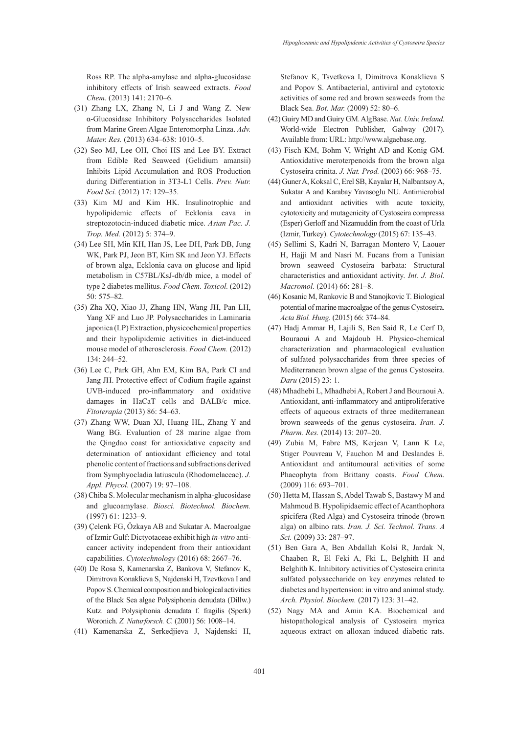Ross RP. The alpha-amylase and alpha-glucosidase inhibitory effects of Irish seaweed extracts. *Food Chem.* (2013) 141: 2170–6.

(31) Zhang LX, Zhang N, Li J and Wang Z. New α-Glucosidase Inhibitory Polysaccharides Isolated from Marine Green Algae Enteromorpha Linza. *Adv. Mater. Res.* (2013) 634–638: 1010–5.

(32) Seo MJ, Lee OH, Choi HS and Lee BY. Extract from Edible Red Seaweed (Gelidium amansii) Inhibits Lipid Accumulation and ROS Production during Differentiation in 3T3-L1 Cells. *Prev. Nutr. Food Sci.* (2012) 17: 129–35.

(33) Kim MJ and Kim HK. Insulinotrophic and hypolipidemic effects of Ecklonia cava in streptozotocin-induced diabetic mice. *Asian Pac. J. Trop. Med.* (2012) 5: 374–9.

(34) Lee SH, Min KH, Han JS, Lee DH, Park DB, Jung WK, Park PJ, Jeon BT, Kim SK and Jeon YJ. Effects of brown alga, Ecklonia cava on glucose and lipid metabolism in C57BL/KsJ-db/db mice, a model of type 2 diabetes mellitus. *Food Chem. Toxicol.* (2012) 50: 575–82.

(35) Zha XQ, Xiao JJ, Zhang HN, Wang JH, Pan LH, Yang XF and Luo JP. Polysaccharides in Laminaria japonica (LP) Extraction, physicochemical properties and their hypolipidemic activities in diet-induced mouse model of atherosclerosis. *Food Chem.* (2012) 134: 244–52.

(36) Lee C, Park GH, Ahn EM, Kim BA, Park CI and Jang JH. Protective effect of Codium fragile against UVB-induced pro-inflammatory and oxidative damages in HaCaT cells and BALB/c mice. *Fitoterapia* (2013) 86: 54–63.

(37) Zhang WW, Duan XJ, Huang HL, Zhang Y and Wang BG. Evaluation of 28 marine algae from the Qingdao coast for antioxidative capacity and determination of antioxidant efficiency and total phenolic content of fractions and subfractions derived from Symphyocladia latiuscula (Rhodomelaceae). *J. Appl. Phycol.* (2007) 19: 97–108.

(38) Chiba S. Molecular mechanism in alpha-glucosidase and glucoamylase. *Biosci. Biotechnol. Biochem.* (1997) 61: 1233–9.

(39) Çelenk FG, Özkaya AB and Sukatar A. Macroalgae of Izmir Gulf: Dictyotaceae exhibit high *in-vitro* anticancer activity independent from their antioxidant capabilities. *Cytotechnology* (2016) 68: 2667–76.

(40) De Rosa S, Kamenarska Z, Bankova V, Stefanov K, Dimitrova Konaklieva S, Najdenski H, Tzevtkova I and Popov S. Chemical composition and biological activities of the Black Sea algae Polysiphonia denudata (Dillw.) Kutz. and Polysiphonia denudata f. fragilis (Sperk) Woronich. *Z. Naturforsch. C.* (2001) 56: 1008–14.

(41) Kamenarska Z, Serkedjieva J, Najdenski H, Stefanov K, Tsvetkova I, Dimitrova Konaklieva S and Popov S. Antibacterial, antiviral and cytotoxic activities of some red and brown seaweeds from the Black Sea. *Bot. Mar.* (2009) 52: 80–6.

(42) Guiry MD and Guiry GM. AlgBase. *Nat. Univ. Ireland.* World-wide Electron Publisher, Galway (2017). Available from: URL: http://www.algaebase.org.

(43) Fisch KM, Bohm V, Wright AD and Konig GM. Antioxidative meroterpenoids from the brown alga Cystoseira crinita. *J. Nat. Prod.* (2003) 66: 968–75.

(44) Guner A, Koksal C, Erel SB, Kayalar H, Nalbantsoy A, Sukatar A and Karabay Yavasoglu NU. Antimicrobial and antioxidant activities with acute toxicity, cytotoxicity and mutagenicity of Cystoseira compressa (Esper) Gerloff and Nizamuddin from the coast of Urla (Izmir, Turkey). *Cytotechnology* (2015) 67: 135–43.

(45) Sellimi S, Kadri N, Barragan Montero V, Laouer H, Hajji M and Nasri M. Fucans from a Tunisian brown seaweed Cystoseira barbata: Structural characteristics and antioxidant activity. *Int. J. Biol. Macromol.* (2014) 66: 281–8.

(46) Kosanic M, Rankovic B and Stanojkovic T. Biological potential of marine macroalgae of the genus Cystoseira. *Acta Biol. Hung.* (2015) 66: 374–84.

(47) Hadj Ammar H, Lajili S, Ben Said R, Le Cerf D, Bouraoui A and Majdoub H. Physico-chemical characterization and pharmacological evaluation of sulfated polysaccharides from three species of Mediterranean brown algae of the genus Cystoseira. *Daru* (2015) 23: 1.

(48) Mhadhebi L, Mhadhebi A, Robert J and Bouraoui A. Antioxidant, anti-inflammatory and antiproliferative effects of aqueous extracts of three mediterranean brown seaweeds of the genus cystoseira. *Iran. J. Pharm. Res.* (2014) 13: 207–20.

(49) Zubia M, Fabre MS, Kerjean V, Lann K Le, Stiger Pouvreau V, Fauchon M and Deslandes E. Antioxidant and antitumoural activities of some Phaeophyta from Brittany coasts. *Food Chem.* (2009) 116: 693–701.

(50) Hetta M, Hassan S, Abdel Tawab S, Bastawy M and Mahmoud B. Hypolipidaemic effect of Acanthophora spicifera (Red Alga) and Cystoseira trinode (brown alga) on albino rats. *Iran. J. Sci. Technol. Trans. A Sci.* (2009) 33: 287–97.

(51) Ben Gara A, Ben Abdallah Kolsi R, Jardak N, Chaaben R, El Feki A, Fki L, Belghith H and Belghith K. Inhibitory activities of Cystoseira crinita sulfated polysaccharide on key enzymes related to diabetes and hypertension: in vitro and animal study. *Arch. Physiol. Biochem.* (2017) 123: 31–42.

(52) Nagy MA and Amin KA. Biochemical and histopathological analysis of Cystoseira myrica aqueous extract on alloxan induced diabetic rats.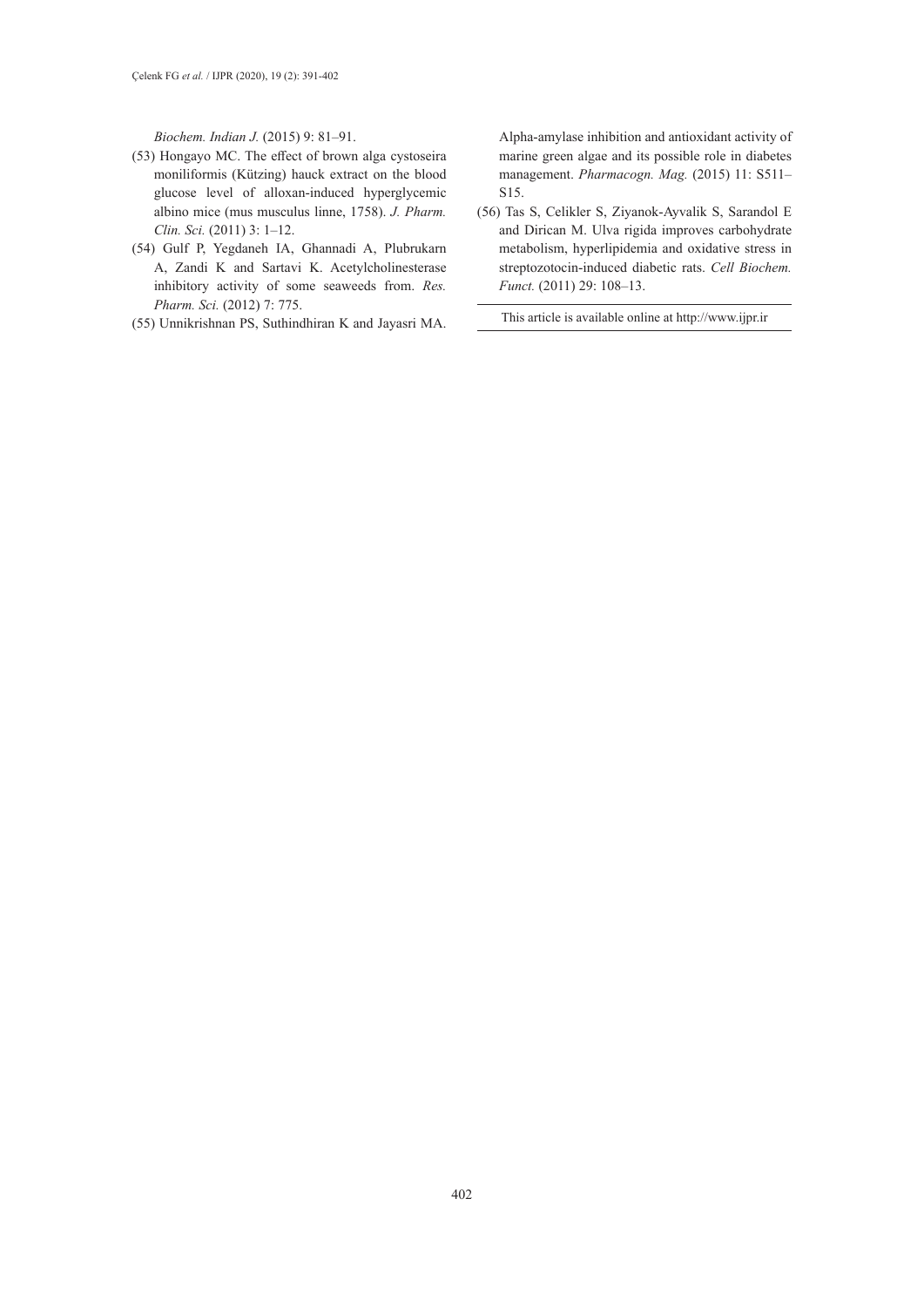*Biochem. Indian J.* (2015) 9: 81–91.

(53) Hongayo MC. The effect of brown alga cystoseira moniliformis (Kützing) hauck extract on the blood glucose level of alloxan-induced hyperglycemic albino mice (mus musculus linne, 1758). *J. Pharm. Clin. Sci.* (2011) 3: 1–12.

(54) Gulf P, Yegdaneh IA, Ghannadi A, Plubrukarn A, Zandi K and Sartavi K. Acetylcholinesterase inhibitory activity of some seaweeds from. *Res. Pharm. Sci.* (2012) 7: 775.

(55) Unnikrishnan PS, Suthindhiran K and Jayasri MA. Alpha-amylase inhibition and antioxidant activity of marine green algae and its possible role in diabetes management. *Pharmacogn. Mag.* (2015) 11: S511–S15.

(56) Tas S, Celikler S, Ziyanok-Ayvalik S, Sarandol E and Dirican M. Ulva rigida improves carbohydrate metabolism, hyperlipidemia and oxidative stress in streptozotocin-induced diabetic rats. *Cell Biochem. Funct.* (2011) 29: 108–13.

This article is available online at http://www.ijpr.ir